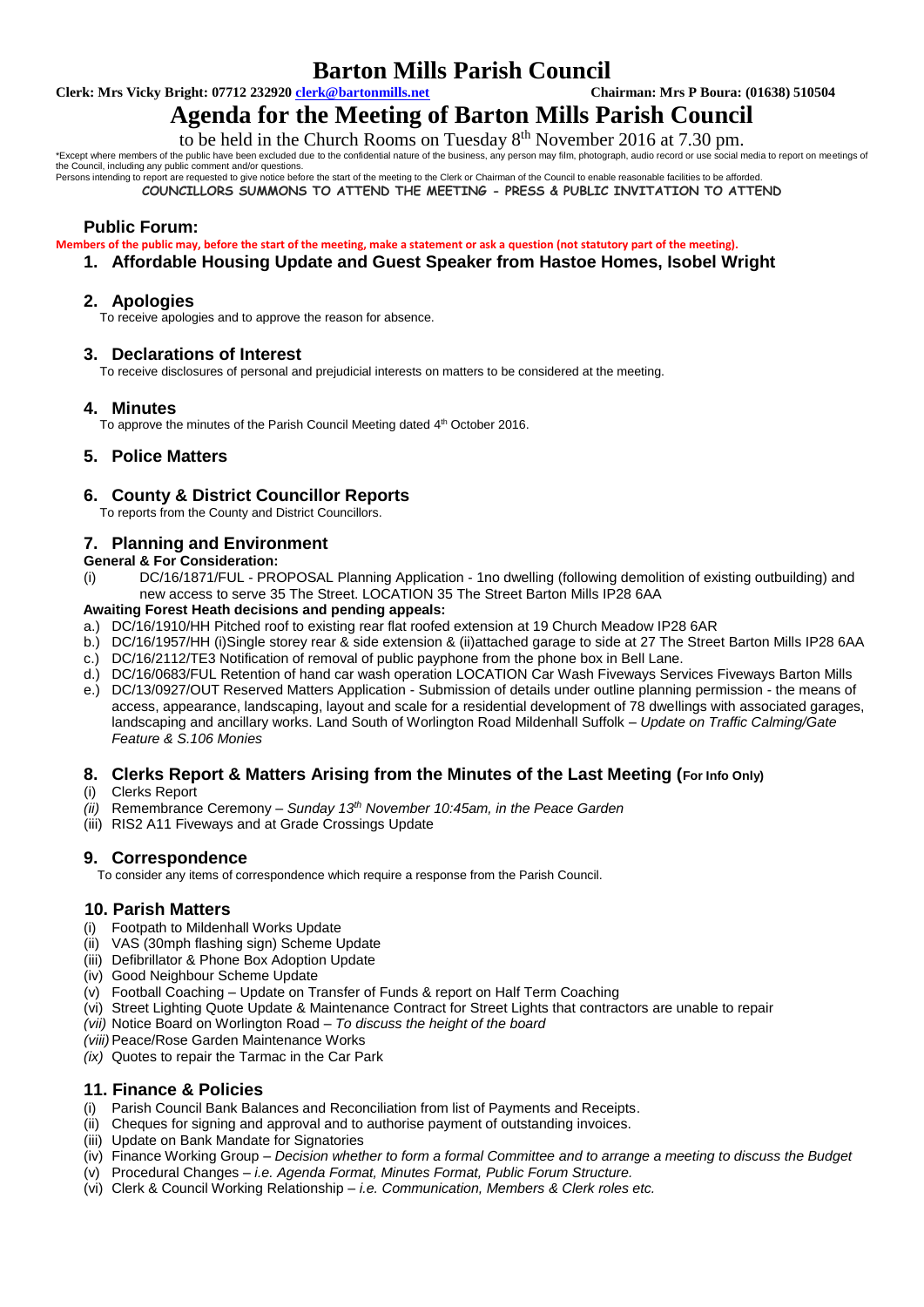# Barton Mills Parish Council

**Clerk: Mrs Vicky Bright: 07712 232920 clerk@bartonmills.net** **Chairman: Mrs P Boura: (01638) 510504**

# Agenda for the Meeting of Barton Mills Parish Council

to be held in the Church Rooms on Tuesday 8th November 2016 at 7.30 pm.

*Except where members of the public have been excluded due to the confidential nature of the business, any person may film, photograph, audio record or use social media to report on meetings of the Council, including any public comment and/or questions.
Persons intending to report are requested to give notice before the start of the meeting to the Clerk or Chairman of the Council to enable reasonable facilities to be afforded.

**COUNCILLORS SUMMONS TO ATTEND THE MEETING - PRESS & PUBLIC INVITATION TO ATTEND**

## Public Forum:

**Members of the public may, before the start of the meeting, make a statement or ask a question (not statutory part of the meeting).**

## 1. Affordable Housing Update and Guest Speaker from Hastoe Homes, Isobel Wright

## 2. Apologies

To receive apologies and to approve the reason for absence.

## 3. Declarations of Interest

To receive disclosures of personal and prejudicial interests on matters to be considered at the meeting.

## 4. Minutes

To approve the minutes of the Parish Council Meeting dated 4th October 2016.

## 5. Police Matters

## 6. County & District Councillor Reports

To reports from the County and District Councillors.

## 7. Planning and Environment

**General & For Consideration:**

(i) DC/16/1871/FUL - PROPOSAL Planning Application - 1no dwelling (following demolition of existing outbuilding) and new access to serve 35 The Street. LOCATION 35 The Street Barton Mills IP28 6AA

**Awaiting Forest Heath decisions and pending appeals:**

a.) DC/16/1910/HH Pitched roof to existing rear flat roofed extension at 19 Church Meadow IP28 6AR
b.) DC/16/1957/HH (i)Single storey rear & side extension & (ii)attached garage to side at 27 The Street Barton Mills IP28 6AA
c.) DC/16/2112/TE3 Notification of removal of public payphone from the phone box in Bell Lane.
d.) DC/16/0683/FUL Retention of hand car wash operation LOCATION Car Wash Fiveways Services Fiveways Barton Mills
e.) DC/13/0927/OUT Reserved Matters Application - Submission of details under outline planning permission - the means of access, appearance, landscaping, layout and scale for a residential development of 78 dwellings with associated garages, landscaping and ancillary works. Land South of Worlington Road Mildenhall Suffolk – *Update on Traffic Calming/Gate Feature & S.106 Monies*

## 8. Clerks Report & Matters Arising from the Minutes of the Last Meeting (For Info Only)

(i) Clerks Report
*(ii)* Remembrance Ceremony – *Sunday 13th November 10:45am, in the Peace Garden*
(iii) RIS2 A11 Fiveways and at Grade Crossings Update

## 9. Correspondence

To consider any items of correspondence which require a response from the Parish Council.

## 10. Parish Matters

(i) Footpath to Mildenhall Works Update
(ii) VAS (30mph flashing sign) Scheme Update
(iii) Defibrillator & Phone Box Adoption Update
(iv) Good Neighbour Scheme Update
(v) Football Coaching – Update on Transfer of Funds & report on Half Term Coaching
(vi) Street Lighting Quote Update & Maintenance Contract for Street Lights that contractors are unable to repair
*(vii)* Notice Board on Worlington Road – *To discuss the height of the board*
*(viii)* Peace/Rose Garden Maintenance Works
*(ix)* Quotes to repair the Tarmac in the Car Park

## 11. Finance & Policies

(i) Parish Council Bank Balances and Reconciliation from list of Payments and Receipts.
(ii) Cheques for signing and approval and to authorise payment of outstanding invoices.
(iii) Update on Bank Mandate for Signatories
(iv) Finance Working Group – *Decision whether to form a formal Committee and to arrange a meeting to discuss the Budget*
(v) Procedural Changes – *i.e. Agenda Format, Minutes Format, Public Forum Structure.*
(vi) Clerk & Council Working Relationship – *i.e. Communication, Members & Clerk roles etc.*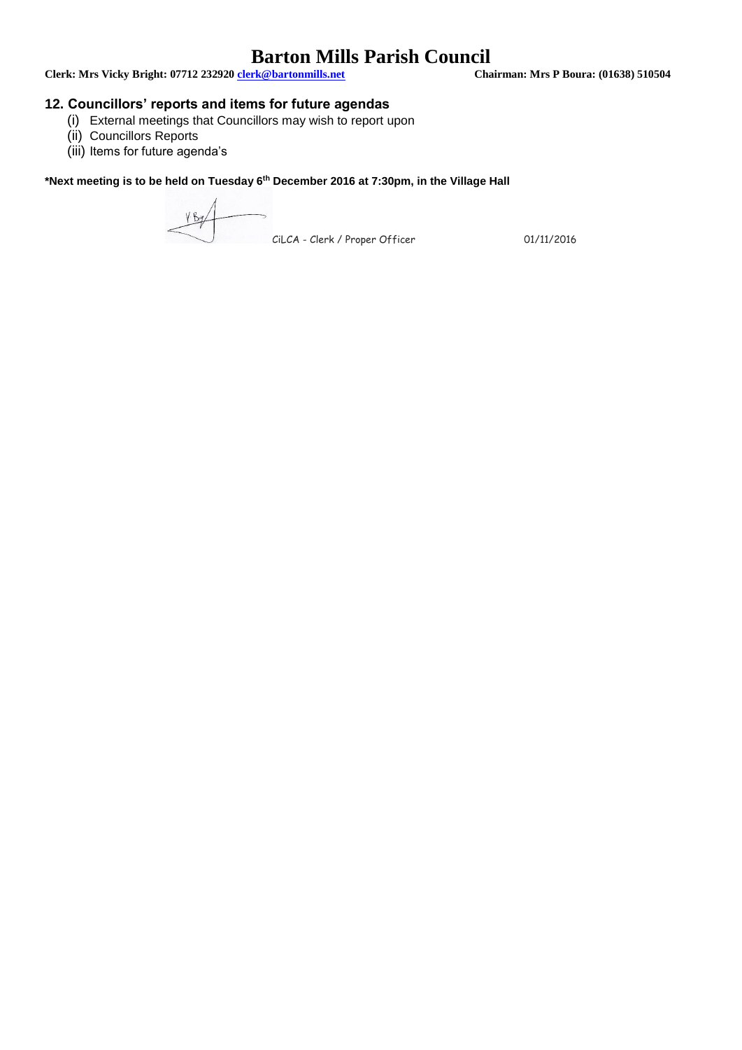# Barton Mills Parish Council

**Clerk: Mrs Vicky Bright: 07712 232920 clerk@bartonmills.net** **Chairman: Mrs P Boura: (01638) 510504**

## 12. Councillors' reports and items for future agendas

(i) External meetings that Councillors may wish to report upon
(ii) Councillors Reports
(iii) Items for future agenda's

**\*Next meeting is to be held on Tuesday 6th December 2016 at 7:30pm, in the Village Hall**

CiLCA - Clerk / Proper Officer 01/11/2016